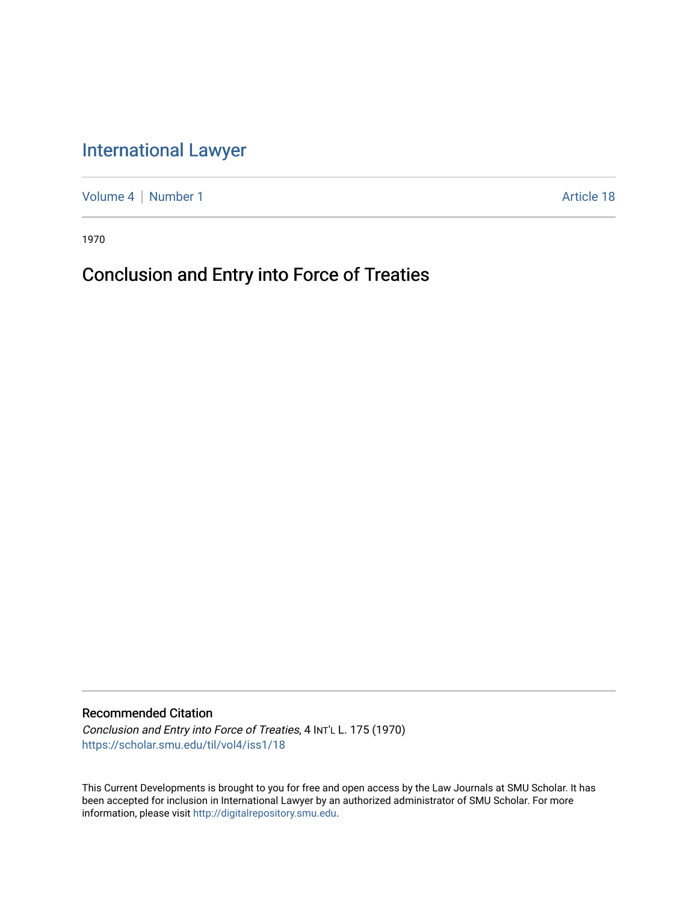# International Lawyer

Volume 4 | Number 1 Article 18

1970

## Conclusion and Entry into Force of Treaties

### Recommended Citation

*Conclusion and Entry into Force of Treaties*, 4 INT'L L. 175 (1970)
https://scholar.smu.edu/til/vol4/iss1/18

This Current Developments is brought to you for free and open access by the Law Journals at SMU Scholar. It has been accepted for inclusion in International Lawyer by an authorized administrator of SMU Scholar. For more information, please visit http://digitalrepository.smu.edu.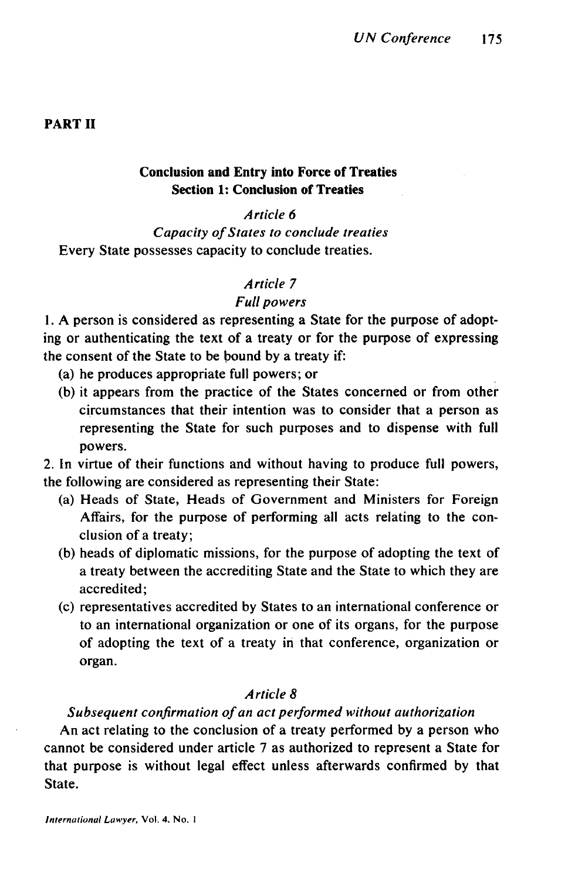## PART II

### Conclusion and Entry into Force of Treaties
### Section 1: Conclusion of Treaties

*Article 6*

*Capacity of States to conclude treaties*

Every State possesses capacity to conclude treaties.

*Article 7*

*Full powers*

1. A person is considered as representing a State for the purpose of adopting or authenticating the text of a treaty or for the purpose of expressing the consent of the State to be bound by a treaty if:
   (a) he produces appropriate full powers; or
   (b) it appears from the practice of the States concerned or from other circumstances that their intention was to consider that a person as representing the State for such purposes and to dispense with full powers.

2. In virtue of their functions and without having to produce full powers, the following are considered as representing their State:
   (a) Heads of State, Heads of Government and Ministers for Foreign Affairs, for the purpose of performing all acts relating to the conclusion of a treaty;
   (b) heads of diplomatic missions, for the purpose of adopting the text of a treaty between the accrediting State and the State to which they are accredited;
   (c) representatives accredited by States to an international conference or to an international organization or one of its organs, for the purpose of adopting the text of a treaty in that conference, organization or organ.

*Article 8*

*Subsequent confirmation of an act performed without authorization*

An act relating to the conclusion of a treaty performed by a person who cannot be considered under article 7 as authorized to represent a State for that purpose is without legal effect unless afterwards confirmed by that State.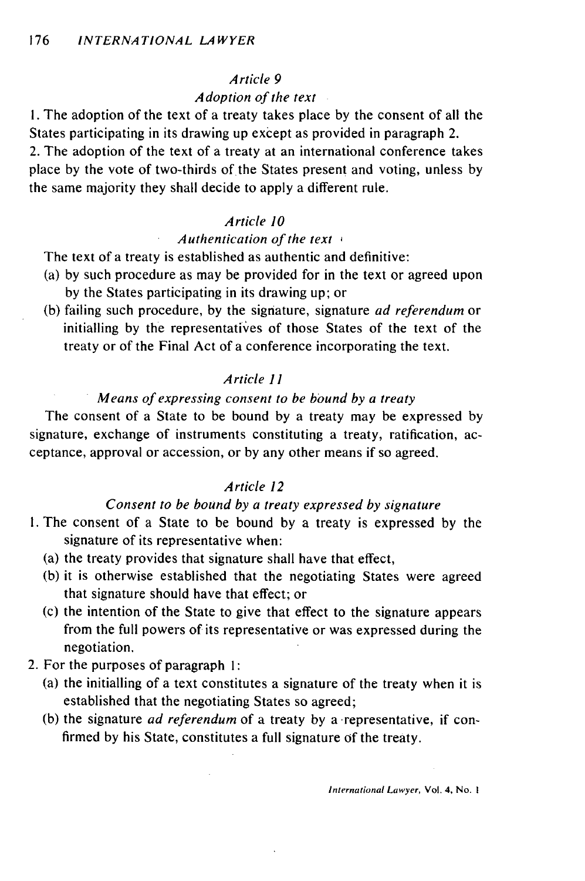### *Article 9*

#### *Adoption of the text*

1. The adoption of the text of a treaty takes place by the consent of all the States participating in its drawing up except as provided in paragraph 2.
2. The adoption of the text of a treaty at an international conference takes place by the vote of two-thirds of the States present and voting, unless by the same majority they shall decide to apply a different rule.

### *Article 10*

#### *Authentication of the text*

The text of a treaty is established as authentic and definitive:

- (a) by such procedure as may be provided for in the text or agreed upon by the States participating in its drawing up; or
- (b) failing such procedure, by the signature, signature *ad referendum* or initialling by the representatives of those States of the text of the treaty or of the Final Act of a conference incorporating the text.

### *Article 11*

#### *Means of expressing consent to be bound by a treaty*

The consent of a State to be bound by a treaty may be expressed by signature, exchange of instruments constituting a treaty, ratification, acceptance, approval or accession, or by any other means if so agreed.

### *Article 12*

#### *Consent to be bound by a treaty expressed by signature*

1. The consent of a State to be bound by a treaty is expressed by the signature of its representative when:
   - (a) the treaty provides that signature shall have that effect,
   - (b) it is otherwise established that the negotiating States were agreed that signature should have that effect; or
   - (c) the intention of the State to give that effect to the signature appears from the full powers of its representative or was expressed during the negotiation.
2. For the purposes of paragraph 1:
   - (a) the initialling of a text constitutes a signature of the treaty when it is established that the negotiating States so agreed;
   - (b) the signature *ad referendum* of a treaty by a representative, if confirmed by his State, constitutes a full signature of the treaty.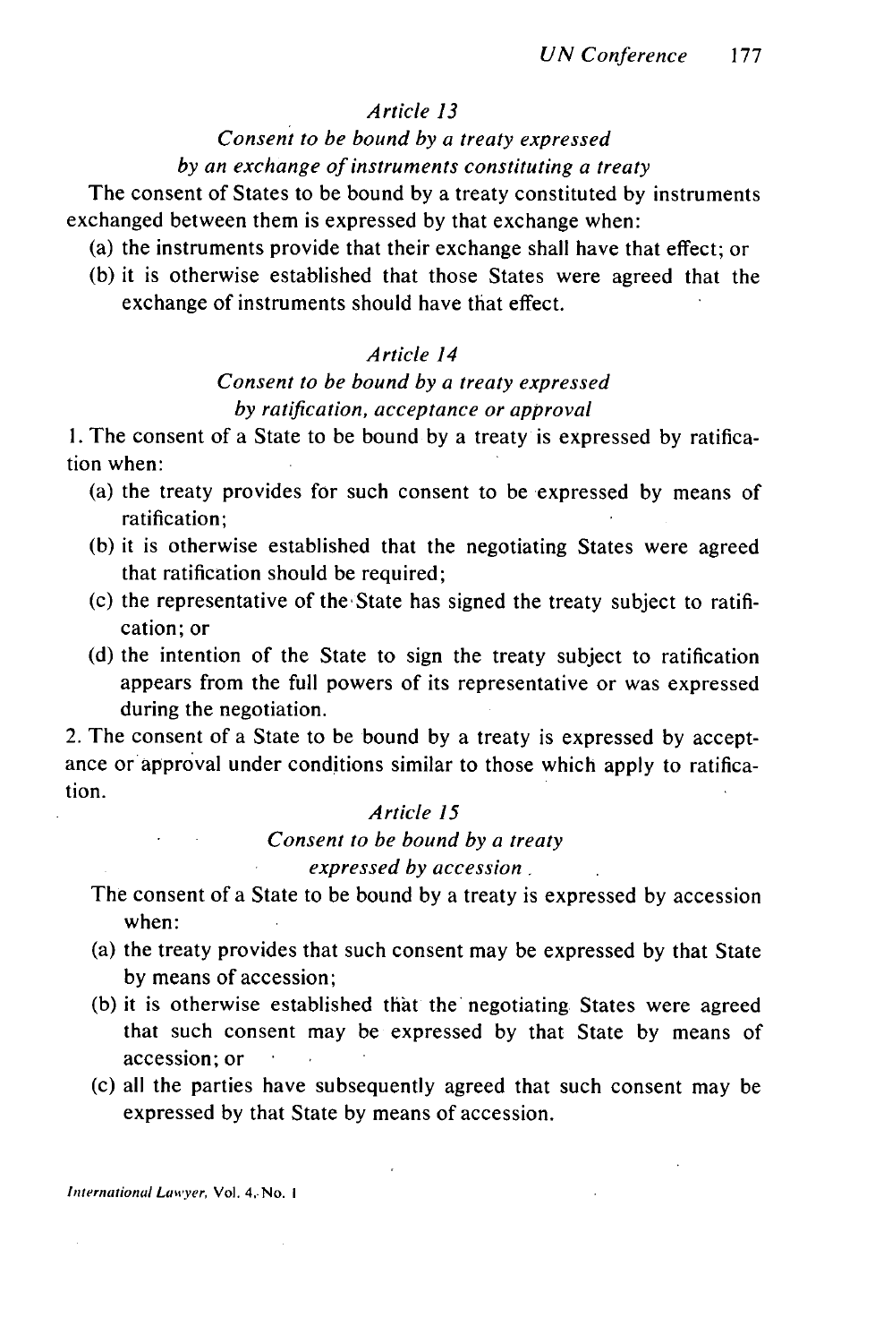*Article 13*

*Consent to be bound by a treaty expressed by an exchange of instruments constituting a treaty*

The consent of States to be bound by a treaty constituted by instruments exchanged between them is expressed by that exchange when:

(a) the instruments provide that their exchange shall have that effect; or

(b) it is otherwise established that those States were agreed that the exchange of instruments should have that effect.

*Article 14*

*Consent to be bound by a treaty expressed by ratification, acceptance or approval*

1. The consent of a State to be bound by a treaty is expressed by ratification when:

(a) the treaty provides for such consent to be expressed by means of ratification;

(b) it is otherwise established that the negotiating States were agreed that ratification should be required;

(c) the representative of the State has signed the treaty subject to ratification; or

(d) the intention of the State to sign the treaty subject to ratification appears from the full powers of its representative or was expressed during the negotiation.

2. The consent of a State to be bound by a treaty is expressed by acceptance or approval under conditions similar to those which apply to ratification.

*Article 15*

*Consent to be bound by a treaty expressed by accession*

The consent of a State to be bound by a treaty is expressed by accession when:

(a) the treaty provides that such consent may be expressed by that State by means of accession;

(b) it is otherwise established that the negotiating States were agreed that such consent may be expressed by that State by means of accession; or

(c) all the parties have subsequently agreed that such consent may be expressed by that State by means of accession.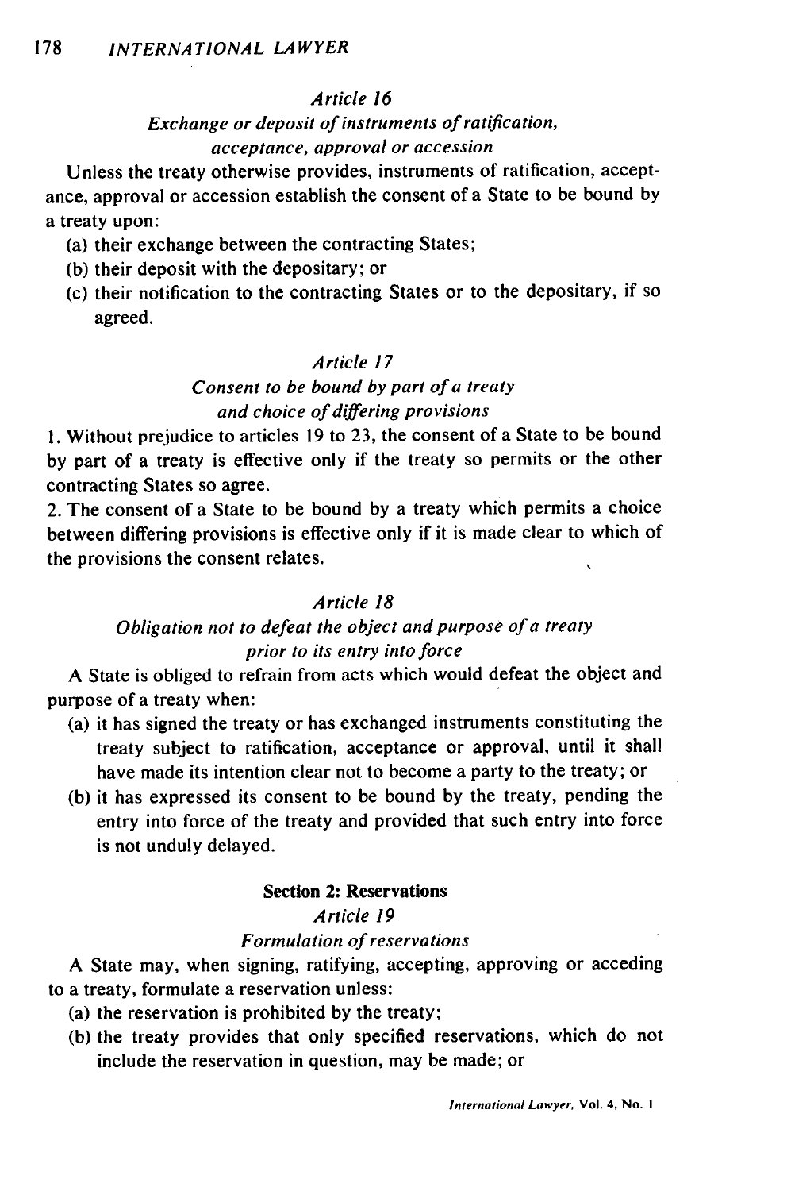*Article 16*

*Exchange or deposit of instruments of ratification, acceptance, approval or accession*

Unless the treaty otherwise provides, instruments of ratification, acceptance, approval or accession establish the consent of a State to be bound by a treaty upon:

(a) their exchange between the contracting States;

(b) their deposit with the depositary; or

(c) their notification to the contracting States or to the depositary, if so agreed.

*Article 17*

*Consent to be bound by part of a treaty and choice of differing provisions*

1. Without prejudice to articles 19 to 23, the consent of a State to be bound by part of a treaty is effective only if the treaty so permits or the other contracting States so agree.

2. The consent of a State to be bound by a treaty which permits a choice between differing provisions is effective only if it is made clear to which of the provisions the consent relates.

*Article 18*

*Obligation not to defeat the object and purpose of a treaty prior to its entry into force*

A State is obliged to refrain from acts which would defeat the object and purpose of a treaty when:

(a) it has signed the treaty or has exchanged instruments constituting the treaty subject to ratification, acceptance or approval, until it shall have made its intention clear not to become a party to the treaty; or

(b) it has expressed its consent to be bound by the treaty, pending the entry into force of the treaty and provided that such entry into force is not unduly delayed.

**Section 2: Reservations**

*Article 19*

*Formulation of reservations*

A State may, when signing, ratifying, accepting, approving or acceding to a treaty, formulate a reservation unless:

(a) the reservation is prohibited by the treaty;

(b) the treaty provides that only specified reservations, which do not include the reservation in question, may be made; or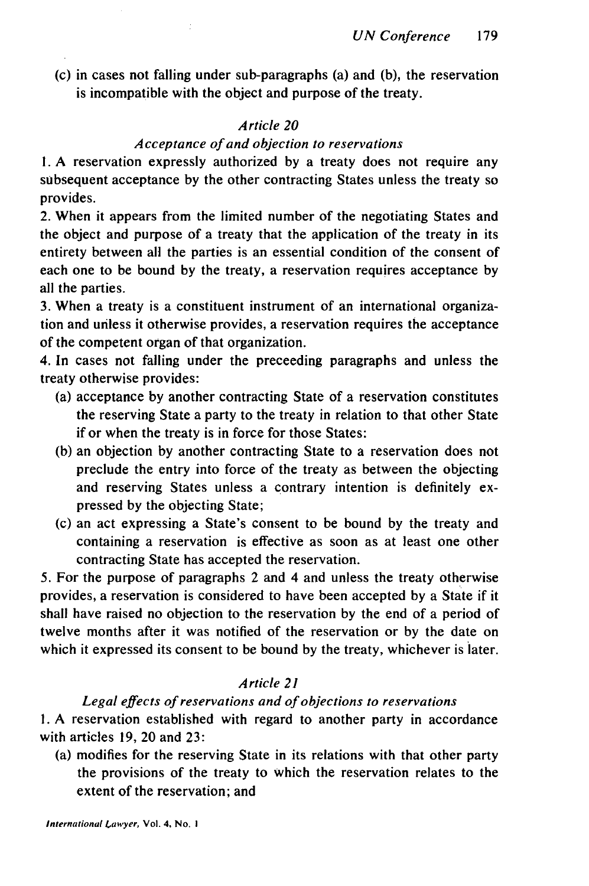(c) in cases not falling under sub-paragraphs (a) and (b), the reservation is incompatible with the object and purpose of the treaty.

### *Article 20*

### *Acceptance of and objection to reservations*

1. A reservation expressly authorized by a treaty does not require any subsequent acceptance by the other contracting States unless the treaty so provides.

2. When it appears from the limited number of the negotiating States and the object and purpose of a treaty that the application of the treaty in its entirety between all the parties is an essential condition of the consent of each one to be bound by the treaty, a reservation requires acceptance by all the parties.

3. When a treaty is a constituent instrument of an international organization and unless it otherwise provides, a reservation requires the acceptance of the competent organ of that organization.

4. In cases not falling under the preceeding paragraphs and unless the treaty otherwise provides:

   (a) acceptance by another contracting State of a reservation constitutes the reserving State a party to the treaty in relation to that other State if or when the treaty is in force for those States:

   (b) an objection by another contracting State to a reservation does not preclude the entry into force of the treaty as between the objecting and reserving States unless a contrary intention is definitely expressed by the objecting State;

   (c) an act expressing a State's consent to be bound by the treaty and containing a reservation is effective as soon as at least one other contracting State has accepted the reservation.

5. For the purpose of paragraphs 2 and 4 and unless the treaty otherwise provides, a reservation is considered to have been accepted by a State if it shall have raised no objection to the reservation by the end of a period of twelve months after it was notified of the reservation or by the date on which it expressed its consent to be bound by the treaty, whichever is later.

### *Article 21*

### *Legal effects of reservations and of objections to reservations*

1. A reservation established with regard to another party in accordance with articles 19, 20 and 23:

   (a) modifies for the reserving State in its relations with that other party the provisions of the treaty to which the reservation relates to the extent of the reservation; and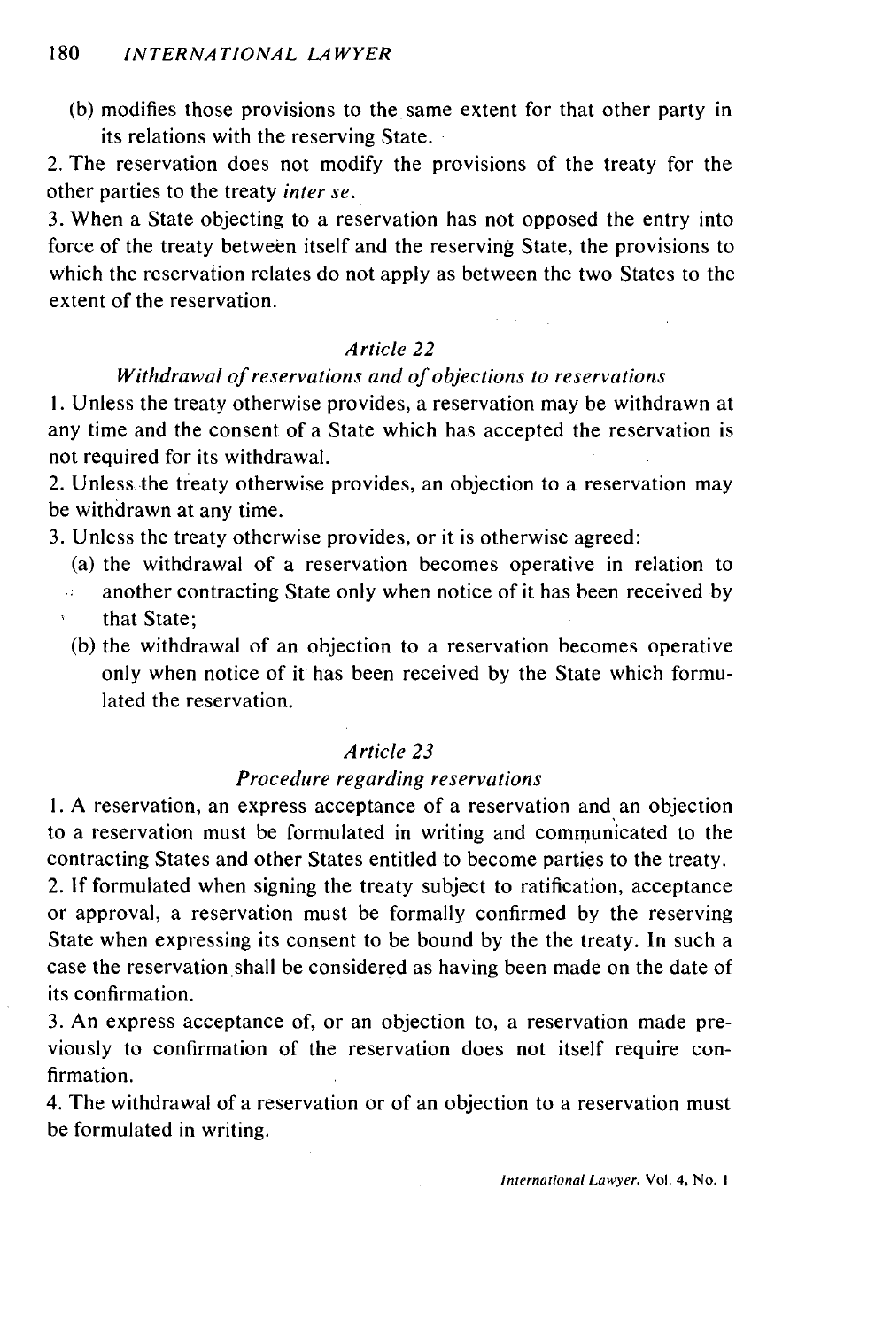(b) modifies those provisions to the same extent for that other party in its relations with the reserving State.

2. The reservation does not modify the provisions of the treaty for the other parties to the treaty *inter se*.

3. When a State objecting to a reservation has not opposed the entry into force of the treaty between itself and the reserving State, the provisions to which the reservation relates do not apply as between the two States to the extent of the reservation.

### *Article 22*

### *Withdrawal of reservations and of objections to reservations*

1. Unless the treaty otherwise provides, a reservation may be withdrawn at any time and the consent of a State which has accepted the reservation is not required for its withdrawal.

2. Unless the treaty otherwise provides, an objection to a reservation may be withdrawn at any time.

3. Unless the treaty otherwise provides, or it is otherwise agreed:

(a) the withdrawal of a reservation becomes operative in relation to another contracting State only when notice of it has been received by that State;

(b) the withdrawal of an objection to a reservation becomes operative only when notice of it has been received by the State which formulated the reservation.

### *Article 23*

### *Procedure regarding reservations*

1. A reservation, an express acceptance of a reservation and an objection to a reservation must be formulated in writing and communicated to the contracting States and other States entitled to become parties to the treaty.

2. If formulated when signing the treaty subject to ratification, acceptance or approval, a reservation must be formally confirmed by the reserving State when expressing its consent to be bound by the the treaty. In such a case the reservation shall be considered as having been made on the date of its confirmation.

3. An express acceptance of, or an objection to, a reservation made previously to confirmation of the reservation does not itself require confirmation.

4. The withdrawal of a reservation or of an objection to a reservation must be formulated in writing.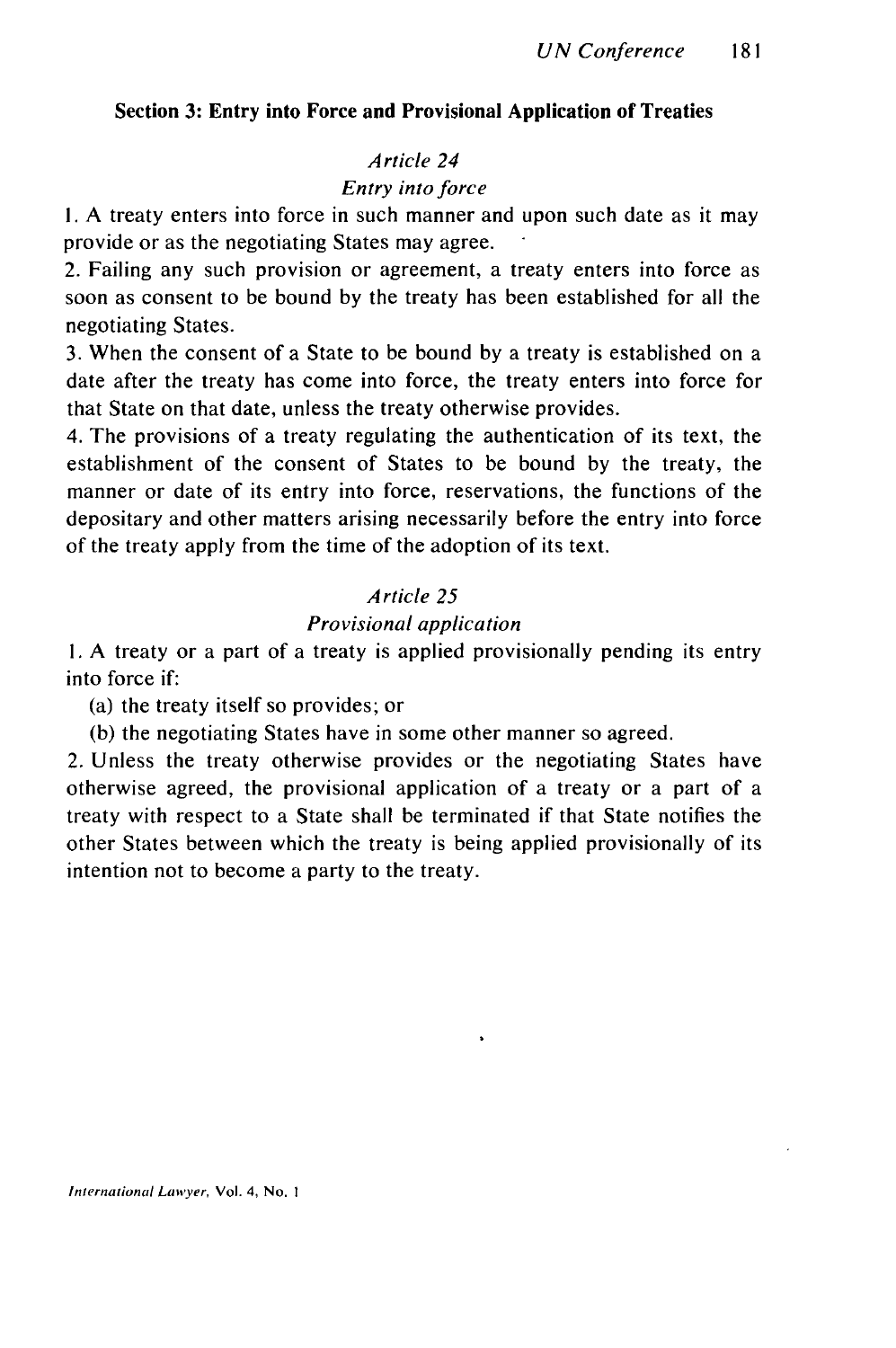**Section 3: Entry into Force and Provisional Application of Treaties**

*Article 24*

*Entry into force*

1. A treaty enters into force in such manner and upon such date as it may provide or as the negotiating States may agree.
2. Failing any such provision or agreement, a treaty enters into force as soon as consent to be bound by the treaty has been established for all the negotiating States.
3. When the consent of a State to be bound by a treaty is established on a date after the treaty has come into force, the treaty enters into force for that State on that date, unless the treaty otherwise provides.
4. The provisions of a treaty regulating the authentication of its text, the establishment of the consent of States to be bound by the treaty, the manner or date of its entry into force, reservations, the functions of the depositary and other matters arising necessarily before the entry into force of the treaty apply from the time of the adoption of its text.

*Article 25*

*Provisional application*

1. A treaty or a part of a treaty is applied provisionally pending its entry into force if:
   (a) the treaty itself so provides; or
   (b) the negotiating States have in some other manner so agreed.
2. Unless the treaty otherwise provides or the negotiating States have otherwise agreed, the provisional application of a treaty or a part of a treaty with respect to a State shall be terminated if that State notifies the other States between which the treaty is being applied provisionally of its intention not to become a party to the treaty.